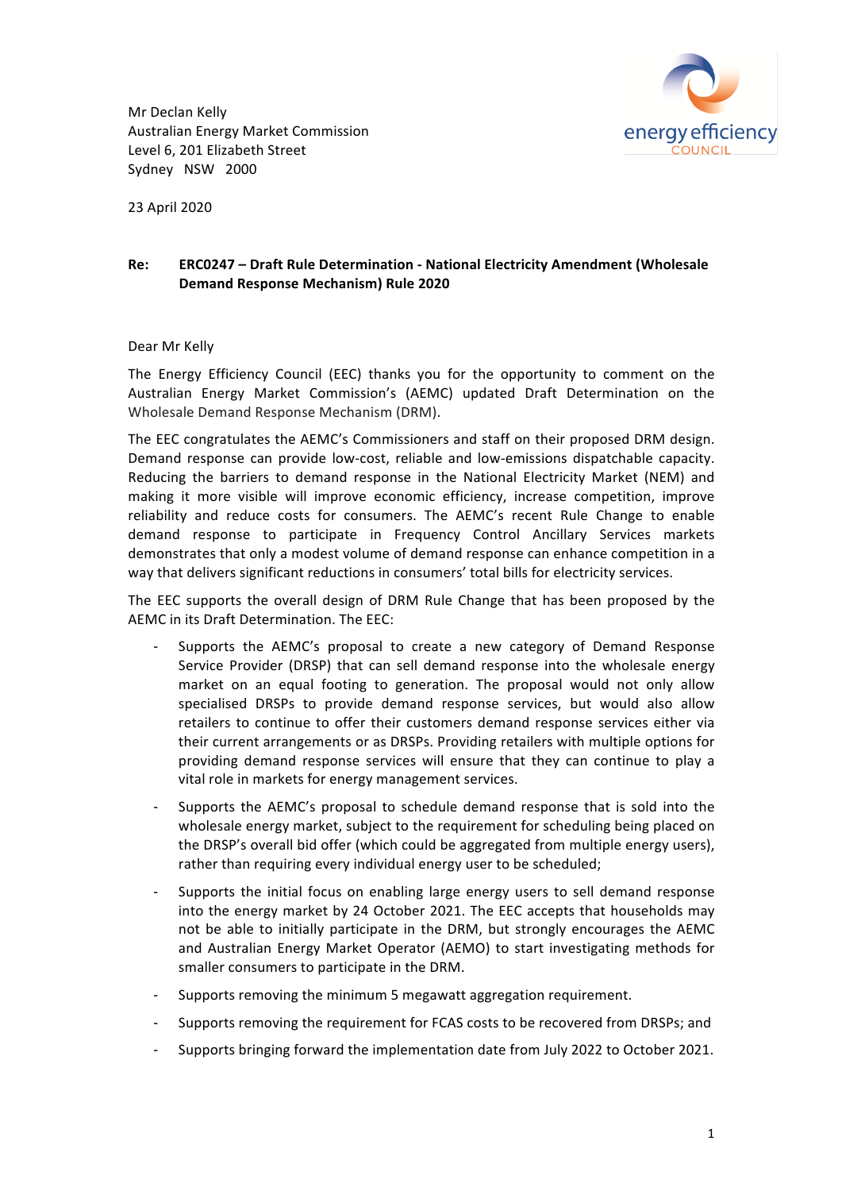energy efficiency COUNCIL

Mr Declan Kelly
Australian Energy Market Commission
Level 6, 201 Elizabeth Street
Sydney NSW 2000

23 April 2020

**Re: ERC0247 – Draft Rule Determination - National Electricity Amendment (Wholesale Demand Response Mechanism) Rule 2020**

Dear Mr Kelly

The Energy Efficiency Council (EEC) thanks you for the opportunity to comment on the Australian Energy Market Commission's (AEMC) updated Draft Determination on the Wholesale Demand Response Mechanism (DRM).

The EEC congratulates the AEMC's Commissioners and staff on their proposed DRM design. Demand response can provide low-cost, reliable and low-emissions dispatchable capacity. Reducing the barriers to demand response in the National Electricity Market (NEM) and making it more visible will improve economic efficiency, increase competition, improve reliability and reduce costs for consumers. The AEMC's recent Rule Change to enable demand response to participate in Frequency Control Ancillary Services markets demonstrates that only a modest volume of demand response can enhance competition in a way that delivers significant reductions in consumers' total bills for electricity services.

The EEC supports the overall design of DRM Rule Change that has been proposed by the AEMC in its Draft Determination. The EEC:

- Supports the AEMC's proposal to create a new category of Demand Response Service Provider (DRSP) that can sell demand response into the wholesale energy market on an equal footing to generation. The proposal would not only allow specialised DRSPs to provide demand response services, but would also allow retailers to continue to offer their customers demand response services either via their current arrangements or as DRSPs. Providing retailers with multiple options for providing demand response services will ensure that they can continue to play a vital role in markets for energy management services.
- Supports the AEMC's proposal to schedule demand response that is sold into the wholesale energy market, subject to the requirement for scheduling being placed on the DRSP's overall bid offer (which could be aggregated from multiple energy users), rather than requiring every individual energy user to be scheduled;
- Supports the initial focus on enabling large energy users to sell demand response into the energy market by 24 October 2021. The EEC accepts that households may not be able to initially participate in the DRM, but strongly encourages the AEMC and Australian Energy Market Operator (AEMO) to start investigating methods for smaller consumers to participate in the DRM.
- Supports removing the minimum 5 megawatt aggregation requirement.
- Supports removing the requirement for FCAS costs to be recovered from DRSPs; and
- Supports bringing forward the implementation date from July 2022 to October 2021.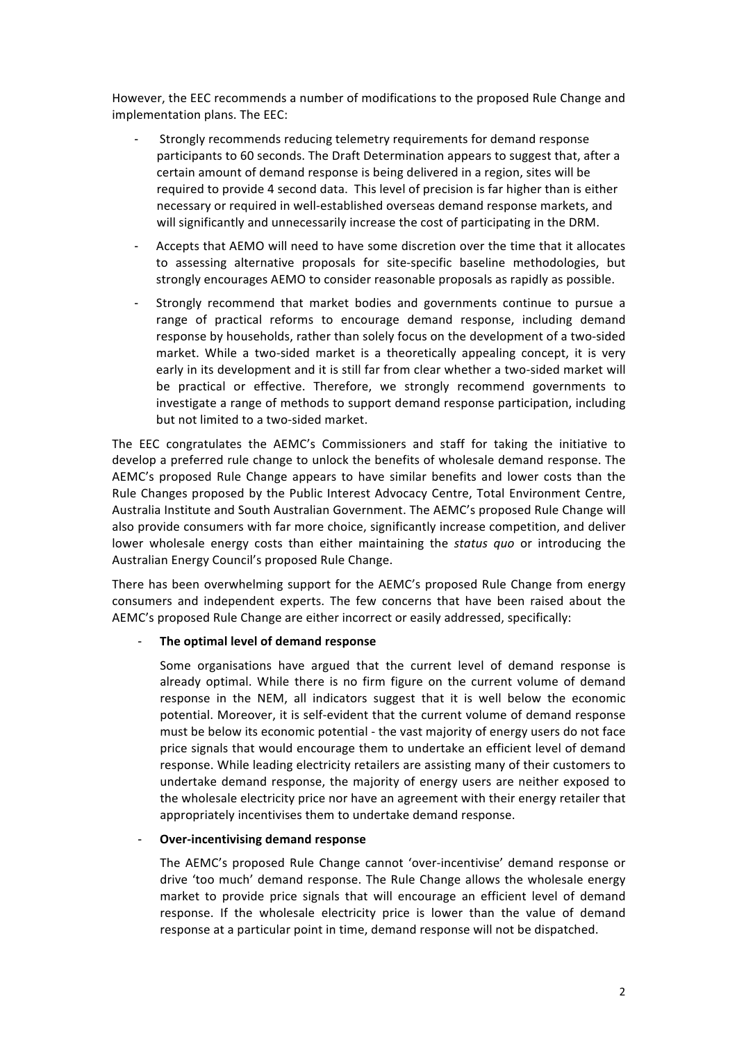However, the EEC recommends a number of modifications to the proposed Rule Change and implementation plans. The EEC:

- Strongly recommends reducing telemetry requirements for demand response participants to 60 seconds. The Draft Determination appears to suggest that, after a certain amount of demand response is being delivered in a region, sites will be required to provide 4 second data. This level of precision is far higher than is either necessary or required in well-established overseas demand response markets, and will significantly and unnecessarily increase the cost of participating in the DRM.
- Accepts that AEMO will need to have some discretion over the time that it allocates to assessing alternative proposals for site-specific baseline methodologies, but strongly encourages AEMO to consider reasonable proposals as rapidly as possible.
- Strongly recommend that market bodies and governments continue to pursue a range of practical reforms to encourage demand response, including demand response by households, rather than solely focus on the development of a two-sided market. While a two-sided market is a theoretically appealing concept, it is very early in its development and it is still far from clear whether a two-sided market will be practical or effective. Therefore, we strongly recommend governments to investigate a range of methods to support demand response participation, including but not limited to a two-sided market.

The EEC congratulates the AEMC's Commissioners and staff for taking the initiative to develop a preferred rule change to unlock the benefits of wholesale demand response. The AEMC's proposed Rule Change appears to have similar benefits and lower costs than the Rule Changes proposed by the Public Interest Advocacy Centre, Total Environment Centre, Australia Institute and South Australian Government. The AEMC's proposed Rule Change will also provide consumers with far more choice, significantly increase competition, and deliver lower wholesale energy costs than either maintaining the *status quo* or introducing the Australian Energy Council's proposed Rule Change.

There has been overwhelming support for the AEMC's proposed Rule Change from energy consumers and independent experts. The few concerns that have been raised about the AEMC's proposed Rule Change are either incorrect or easily addressed, specifically:

- **The optimal level of demand response**

  Some organisations have argued that the current level of demand response is already optimal. While there is no firm figure on the current volume of demand response in the NEM, all indicators suggest that it is well below the economic potential. Moreover, it is self-evident that the current volume of demand response must be below its economic potential - the vast majority of energy users do not face price signals that would encourage them to undertake an efficient level of demand response. While leading electricity retailers are assisting many of their customers to undertake demand response, the majority of energy users are neither exposed to the wholesale electricity price nor have an agreement with their energy retailer that appropriately incentivises them to undertake demand response.

- **Over-incentivising demand response**

  The AEMC's proposed Rule Change cannot 'over-incentivise' demand response or drive 'too much' demand response. The Rule Change allows the wholesale energy market to provide price signals that will encourage an efficient level of demand response. If the wholesale electricity price is lower than the value of demand response at a particular point in time, demand response will not be dispatched.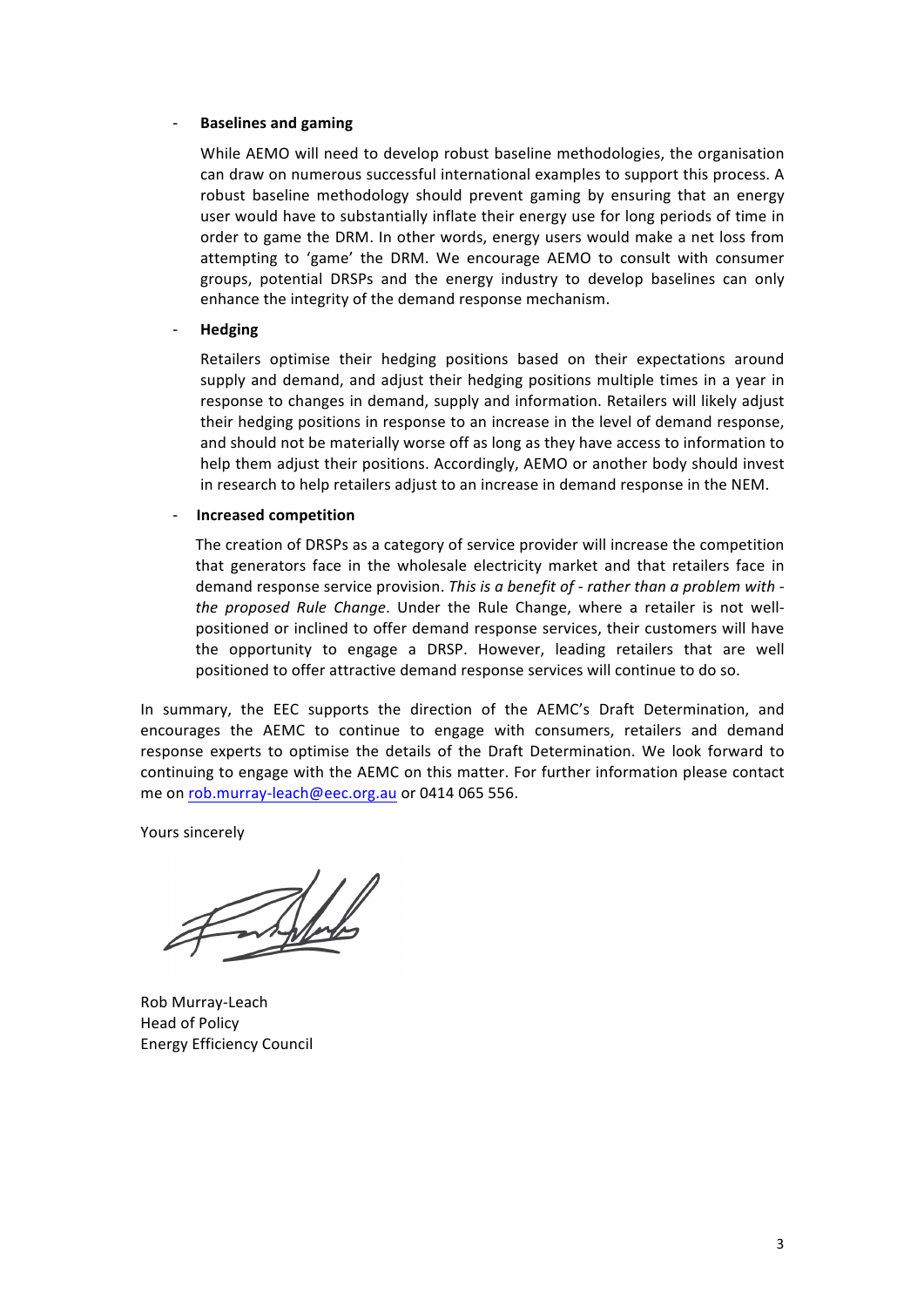- **Baselines and gaming**

  While AEMO will need to develop robust baseline methodologies, the organisation can draw on numerous successful international examples to support this process. A robust baseline methodology should prevent gaming by ensuring that an energy user would have to substantially inflate their energy use for long periods of time in order to game the DRM. In other words, energy users would make a net loss from attempting to 'game' the DRM. We encourage AEMO to consult with consumer groups, potential DRSPs and the energy industry to develop baselines can only enhance the integrity of the demand response mechanism.

- **Hedging**

  Retailers optimise their hedging positions based on their expectations around supply and demand, and adjust their hedging positions multiple times in a year in response to changes in demand, supply and information. Retailers will likely adjust their hedging positions in response to an increase in the level of demand response, and should not be materially worse off as long as they have access to information to help them adjust their positions. Accordingly, AEMO or another body should invest in research to help retailers adjust to an increase in demand response in the NEM.

- **Increased competition**

  The creation of DRSPs as a category of service provider will increase the competition that generators face in the wholesale electricity market and that retailers face in demand response service provision. *This is a benefit of - rather than a problem with - the proposed Rule Change*. Under the Rule Change, where a retailer is not well-positioned or inclined to offer demand response services, their customers will have the opportunity to engage a DRSP. However, leading retailers that are well positioned to offer attractive demand response services will continue to do so.

In summary, the EEC supports the direction of the AEMC's Draft Determination, and encourages the AEMC to continue to engage with consumers, retailers and demand response experts to optimise the details of the Draft Determination. We look forward to continuing to engage with the AEMC on this matter. For further information please contact me on rob.murray-leach@eec.org.au or 0414 065 556.

Yours sincerely

Rob Murray-Leach
Head of Policy
Energy Efficiency Council